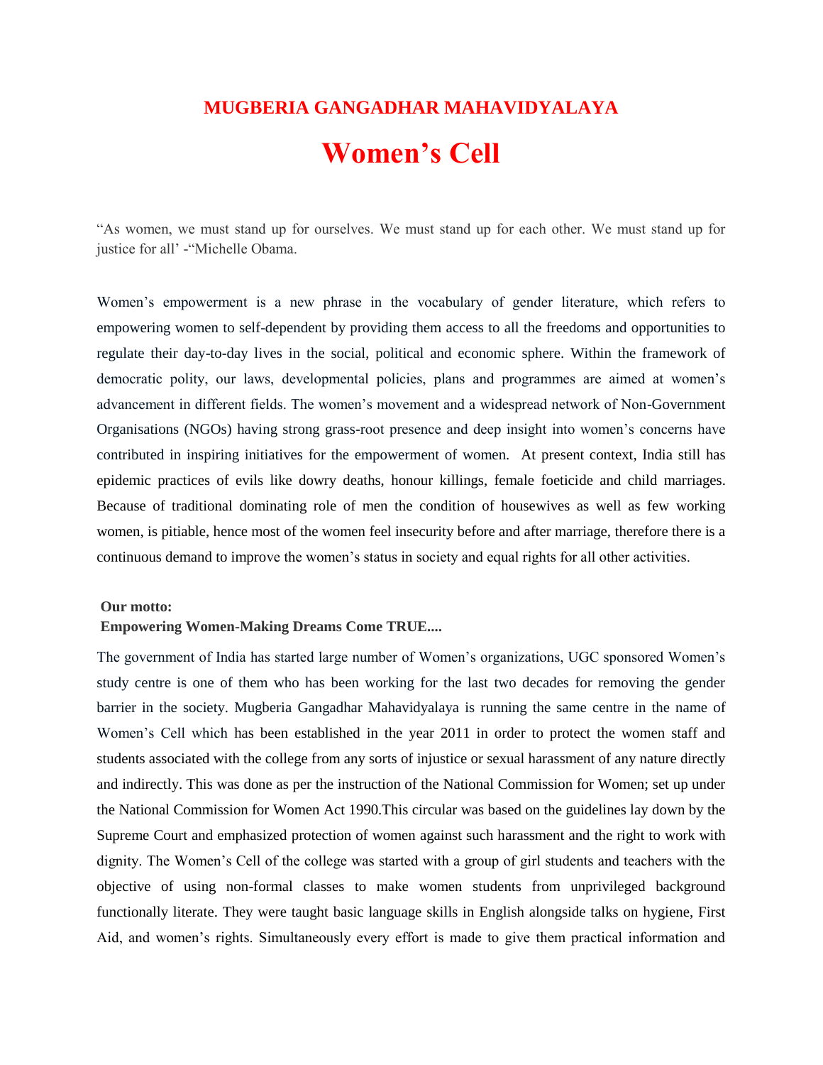# MUGBERIA GANGADHAR MAHAVIDYALAYA

# Women's Cell

"As women, we must stand up for ourselves. We must stand up for each other. We must stand up for justice for all' -"Michelle Obama.

Women's empowerment is a new phrase in the vocabulary of gender literature, which refers to empowering women to self-dependent by providing them access to all the freedoms and opportunities to regulate their day-to-day lives in the social, political and economic sphere. Within the framework of democratic polity, our laws, developmental policies, plans and programmes are aimed at women's advancement in different fields. The women's movement and a widespread network of Non-Government Organisations (NGOs) having strong grass-root presence and deep insight into women's concerns have contributed in inspiring initiatives for the empowerment of women. At present context, India still has epidemic practices of evils like dowry deaths, honour killings, female foeticide and child marriages. Because of traditional dominating role of men the condition of housewives as well as few working women, is pitiable, hence most of the women feel insecurity before and after marriage, therefore there is a continuous demand to improve the women's status in society and equal rights for all other activities.

**Our motto:**
**Empowering Women-Making Dreams Come TRUE....**

The government of India has started large number of Women's organizations, UGC sponsored Women's study centre is one of them who has been working for the last two decades for removing the gender barrier in the society. Mugberia Gangadhar Mahavidyalaya is running the same centre in the name of Women's Cell which has been established in the year 2011 in order to protect the women staff and students associated with the college from any sorts of injustice or sexual harassment of any nature directly and indirectly. This was done as per the instruction of the National Commission for Women; set up under the National Commission for Women Act 1990.This circular was based on the guidelines lay down by the Supreme Court and emphasized protection of women against such harassment and the right to work with dignity. The Women's Cell of the college was started with a group of girl students and teachers with the objective of using non-formal classes to make women students from unprivileged background functionally literate. They were taught basic language skills in English alongside talks on hygiene, First Aid, and women's rights. Simultaneously every effort is made to give them practical information and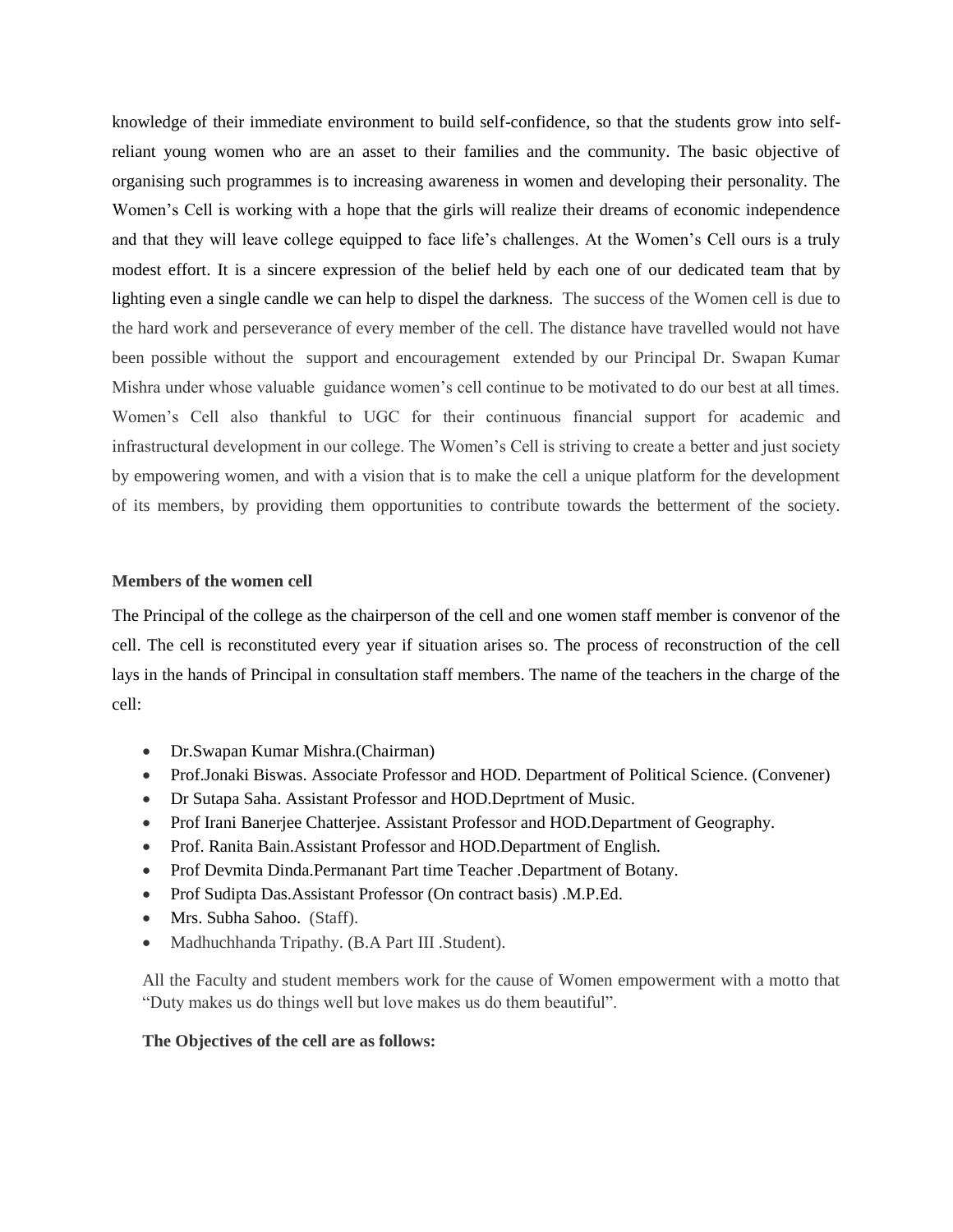knowledge of their immediate environment to build self-confidence, so that the students grow into self-reliant young women who are an asset to their families and the community. The basic objective of organising such programmes is to increasing awareness in women and developing their personality. The Women's Cell is working with a hope that the girls will realize their dreams of economic independence and that they will leave college equipped to face life's challenges. At the Women's Cell ours is a truly modest effort. It is a sincere expression of the belief held by each one of our dedicated team that by lighting even a single candle we can help to dispel the darkness. The success of the Women cell is due to the hard work and perseverance of every member of the cell. The distance have travelled would not have been possible without the support and encouragement extended by our Principal Dr. Swapan Kumar Mishra under whose valuable guidance women's cell continue to be motivated to do our best at all times. Women's Cell also thankful to UGC for their continuous financial support for academic and infrastructural development in our college. The Women's Cell is striving to create a better and just society by empowering women, and with a vision that is to make the cell a unique platform for the development of its members, by providing them opportunities to contribute towards the betterment of the society.

**Members of the women cell**

The Principal of the college as the chairperson of the cell and one women staff member is convenor of the cell. The cell is reconstituted every year if situation arises so. The process of reconstruction of the cell lays in the hands of Principal in consultation staff members. The name of the teachers in the charge of the cell:

- Dr.Swapan Kumar Mishra.(Chairman)
- Prof.Jonaki Biswas. Associate Professor and HOD. Department of Political Science. (Convener)
- Dr Sutapa Saha. Assistant Professor and HOD.Deprtment of Music.
- Prof Irani Banerjee Chatterjee. Assistant Professor and HOD.Department of Geography.
- Prof. Ranita Bain.Assistant Professor and HOD.Department of English.
- Prof Devmita Dinda.Permanant Part time Teacher .Department of Botany.
- Prof Sudipta Das.Assistant Professor (On contract basis) .M.P.Ed.
- Mrs. Subha Sahoo. (Staff).
- Madhuchhanda Tripathy. (B.A Part III .Student).

All the Faculty and student members work for the cause of Women empowerment with a motto that "Duty makes us do things well but love makes us do them beautiful".

**The Objectives of the cell are as follows:**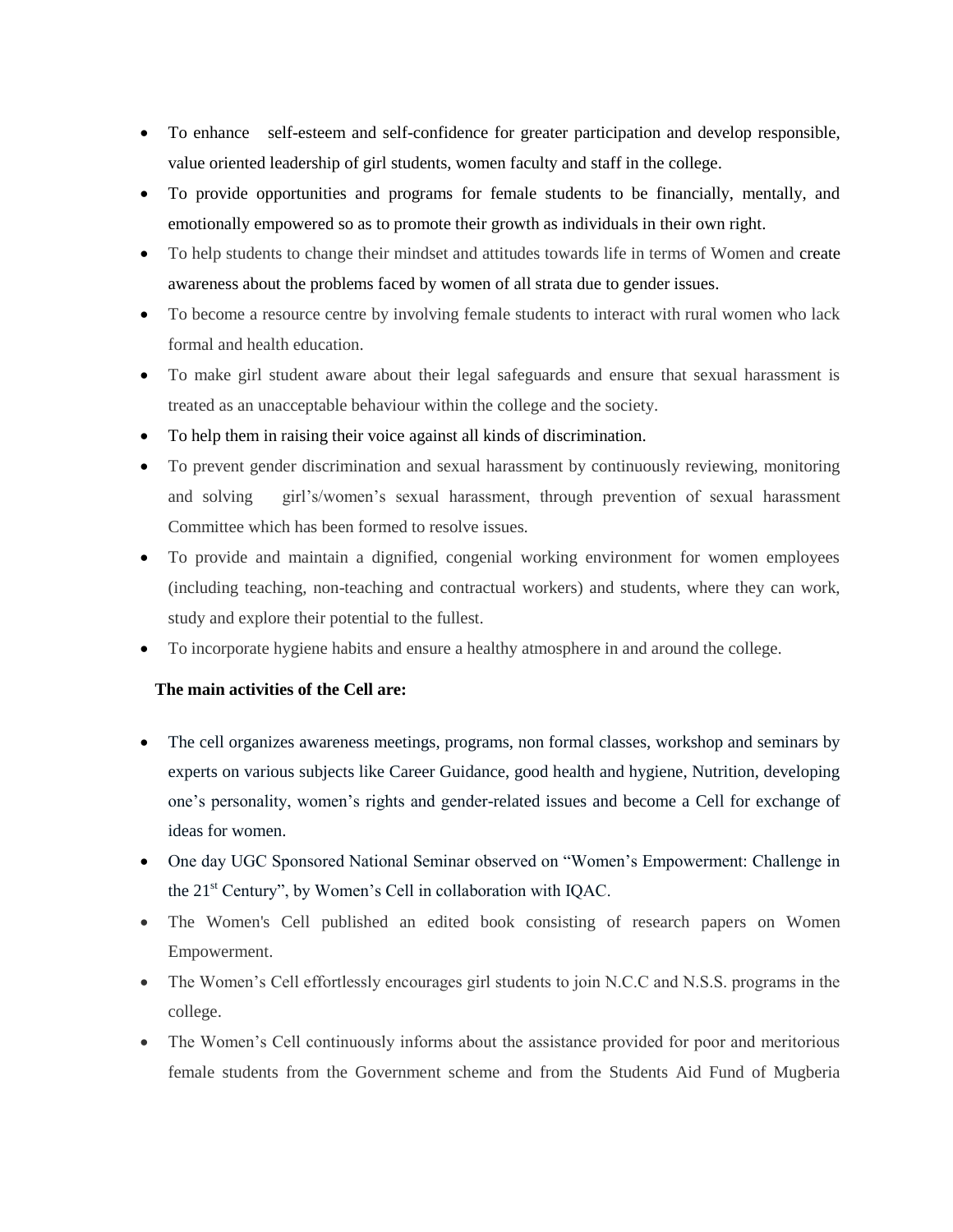- To enhance self-esteem and self-confidence for greater participation and develop responsible, value oriented leadership of girl students, women faculty and staff in the college.
- To provide opportunities and programs for female students to be financially, mentally, and emotionally empowered so as to promote their growth as individuals in their own right.
- To help students to change their mindset and attitudes towards life in terms of Women and create awareness about the problems faced by women of all strata due to gender issues.
- To become a resource centre by involving female students to interact with rural women who lack formal and health education.
- To make girl student aware about their legal safeguards and ensure that sexual harassment is treated as an unacceptable behaviour within the college and the society.
- To help them in raising their voice against all kinds of discrimination.
- To prevent gender discrimination and sexual harassment by continuously reviewing, monitoring and solving girl's/women's sexual harassment, through prevention of sexual harassment Committee which has been formed to resolve issues.
- To provide and maintain a dignified, congenial working environment for women employees (including teaching, non-teaching and contractual workers) and students, where they can work, study and explore their potential to the fullest.
- To incorporate hygiene habits and ensure a healthy atmosphere in and around the college.

**The main activities of the Cell are:**

- The cell organizes awareness meetings, programs, non formal classes, workshop and seminars by experts on various subjects like Career Guidance, good health and hygiene, Nutrition, developing one's personality, women's rights and gender-related issues and become a Cell for exchange of ideas for women.
- One day UGC Sponsored National Seminar observed on "Women's Empowerment: Challenge in the 21st Century", by Women's Cell in collaboration with IQAC.
- The Women's Cell published an edited book consisting of research papers on Women Empowerment.
- The Women's Cell effortlessly encourages girl students to join N.C.C and N.S.S. programs in the college.
- The Women's Cell continuously informs about the assistance provided for poor and meritorious female students from the Government scheme and from the Students Aid Fund of Mugberia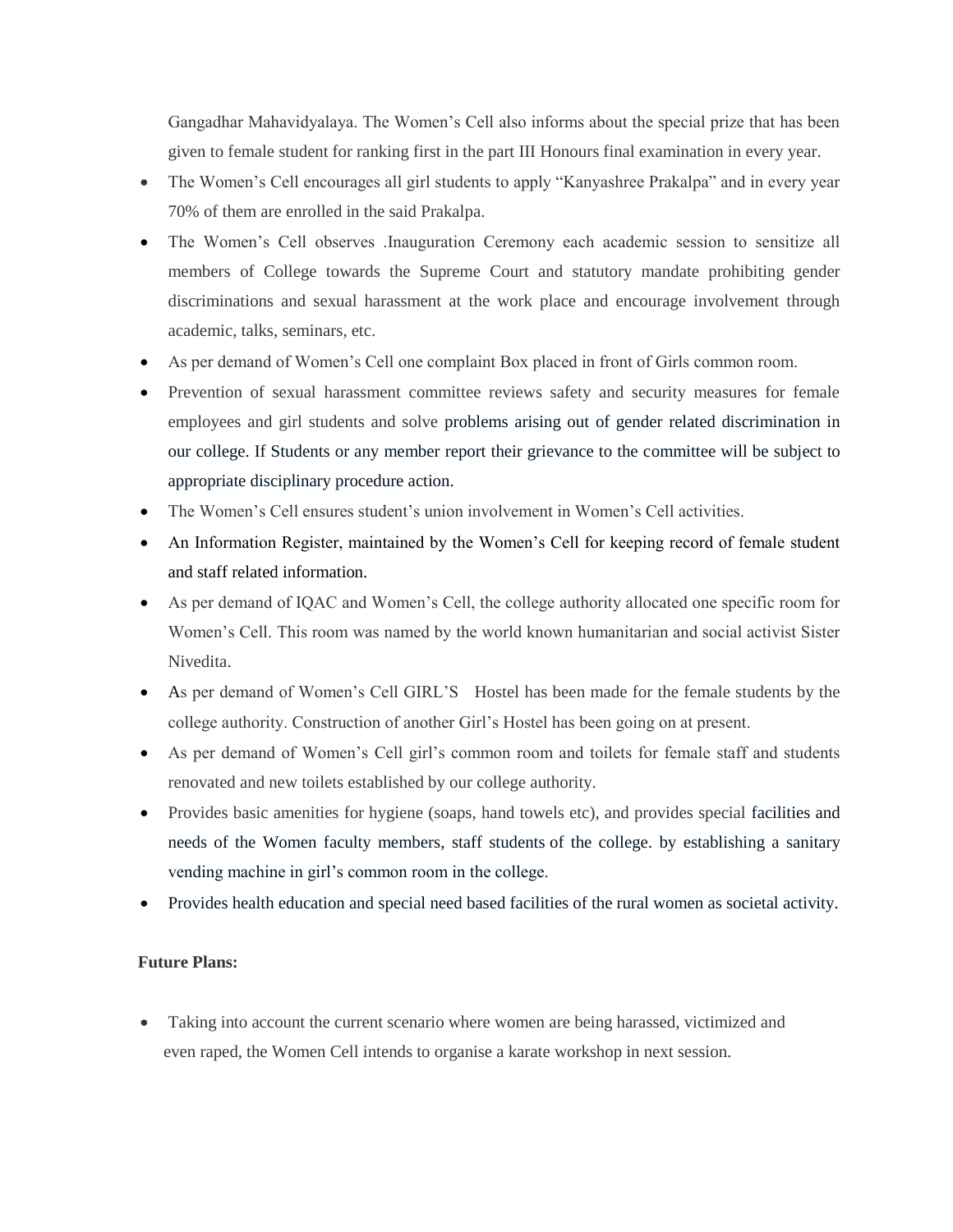Gangadhar Mahavidyalaya. The Women's Cell also informs about the special prize that has been given to female student for ranking first in the part III Honours final examination in every year.

- The Women's Cell encourages all girl students to apply "Kanyashree Prakalpa" and in every year 70% of them are enrolled in the said Prakalpa.
- The Women's Cell observes .Inauguration Ceremony each academic session to sensitize all members of College towards the Supreme Court and statutory mandate prohibiting gender discriminations and sexual harassment at the work place and encourage involvement through academic, talks, seminars, etc.
- As per demand of Women's Cell one complaint Box placed in front of Girls common room.
- Prevention of sexual harassment committee reviews safety and security measures for female employees and girl students and solve problems arising out of gender related discrimination in our college. If Students or any member report their grievance to the committee will be subject to appropriate disciplinary procedure action.
- The Women's Cell ensures student's union involvement in Women's Cell activities.
- An Information Register, maintained by the Women's Cell for keeping record of female student and staff related information.
- As per demand of IQAC and Women's Cell, the college authority allocated one specific room for Women's Cell. This room was named by the world known humanitarian and social activist Sister Nivedita.
- As per demand of Women's Cell GIRL'S Hostel has been made for the female students by the college authority. Construction of another Girl's Hostel has been going on at present.
- As per demand of Women's Cell girl's common room and toilets for female staff and students renovated and new toilets established by our college authority.
- Provides basic amenities for hygiene (soaps, hand towels etc), and provides special facilities and needs of the Women faculty members, staff students of the college. by establishing a sanitary vending machine in girl's common room in the college.
- Provides health education and special need based facilities of the rural women as societal activity.

**Future Plans:**

- Taking into account the current scenario where women are being harassed, victimized and even raped, the Women Cell intends to organise a karate workshop in next session.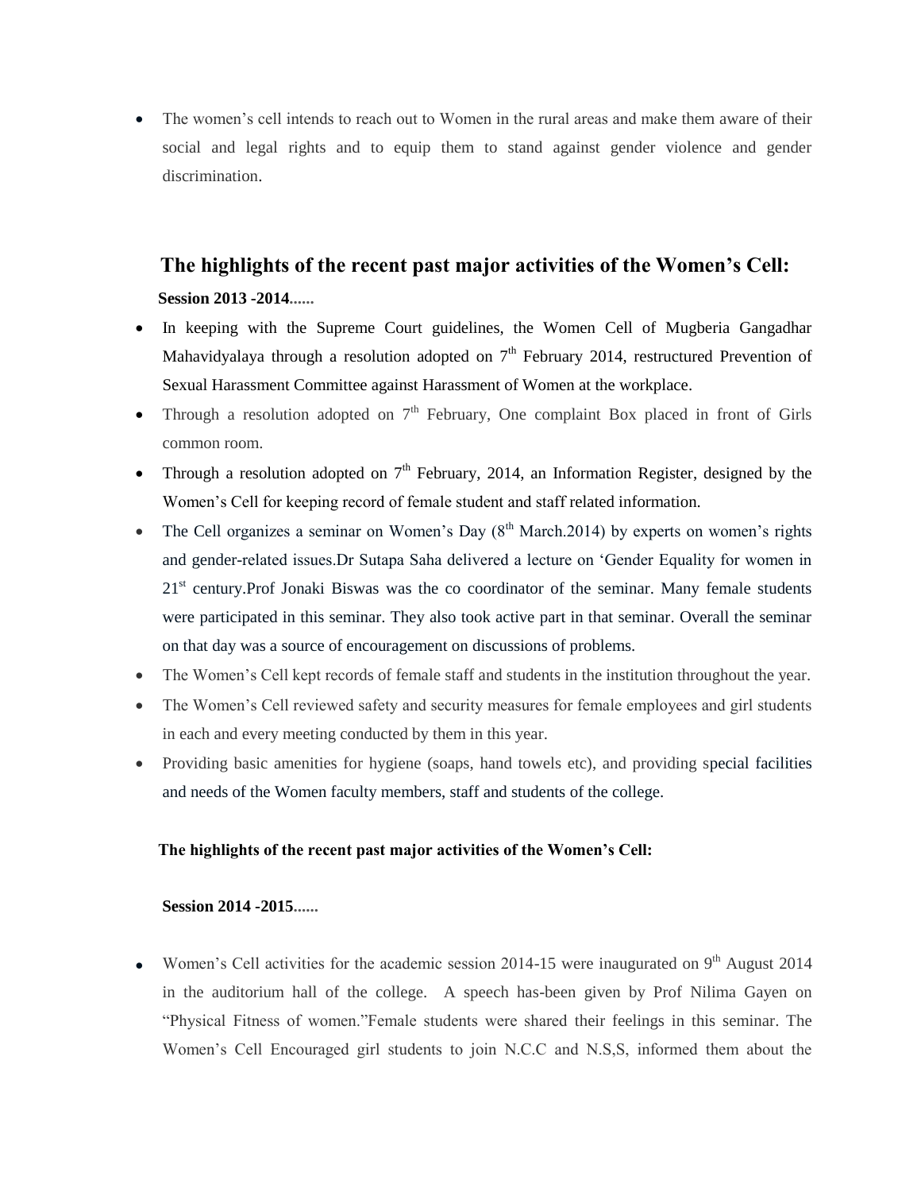- The women's cell intends to reach out to Women in the rural areas and make them aware of their social and legal rights and to equip them to stand against gender violence and gender discrimination.

## The highlights of the recent past major activities of the Women's Cell:

**Session 2013 -2014......**

- In keeping with the Supreme Court guidelines, the Women Cell of Mugberia Gangadhar Mahavidyalaya through a resolution adopted on 7th February 2014, restructured Prevention of Sexual Harassment Committee against Harassment of Women at the workplace.
- Through a resolution adopted on 7th February, One complaint Box placed in front of Girls common room.
- Through a resolution adopted on 7th February, 2014, an Information Register, designed by the Women's Cell for keeping record of female student and staff related information.
- The Cell organizes a seminar on Women's Day (8th March.2014) by experts on women's rights and gender-related issues.Dr Sutapa Saha delivered a lecture on 'Gender Equality for women in 21st century.Prof Jonaki Biswas was the co coordinator of the seminar. Many female students were participated in this seminar. They also took active part in that seminar. Overall the seminar on that day was a source of encouragement on discussions of problems.
- The Women's Cell kept records of female staff and students in the institution throughout the year.
- The Women's Cell reviewed safety and security measures for female employees and girl students in each and every meeting conducted by them in this year.
- Providing basic amenities for hygiene (soaps, hand towels etc), and providing special facilities and needs of the Women faculty members, staff and students of the college.

**The highlights of the recent past major activities of the Women's Cell:**

**Session 2014 -2015......**

- Women's Cell activities for the academic session 2014-15 were inaugurated on 9th August 2014 in the auditorium hall of the college. A speech has-been given by Prof Nilima Gayen on "Physical Fitness of women."Female students were shared their feelings in this seminar. The Women's Cell Encouraged girl students to join N.C.C and N.S,S, informed them about the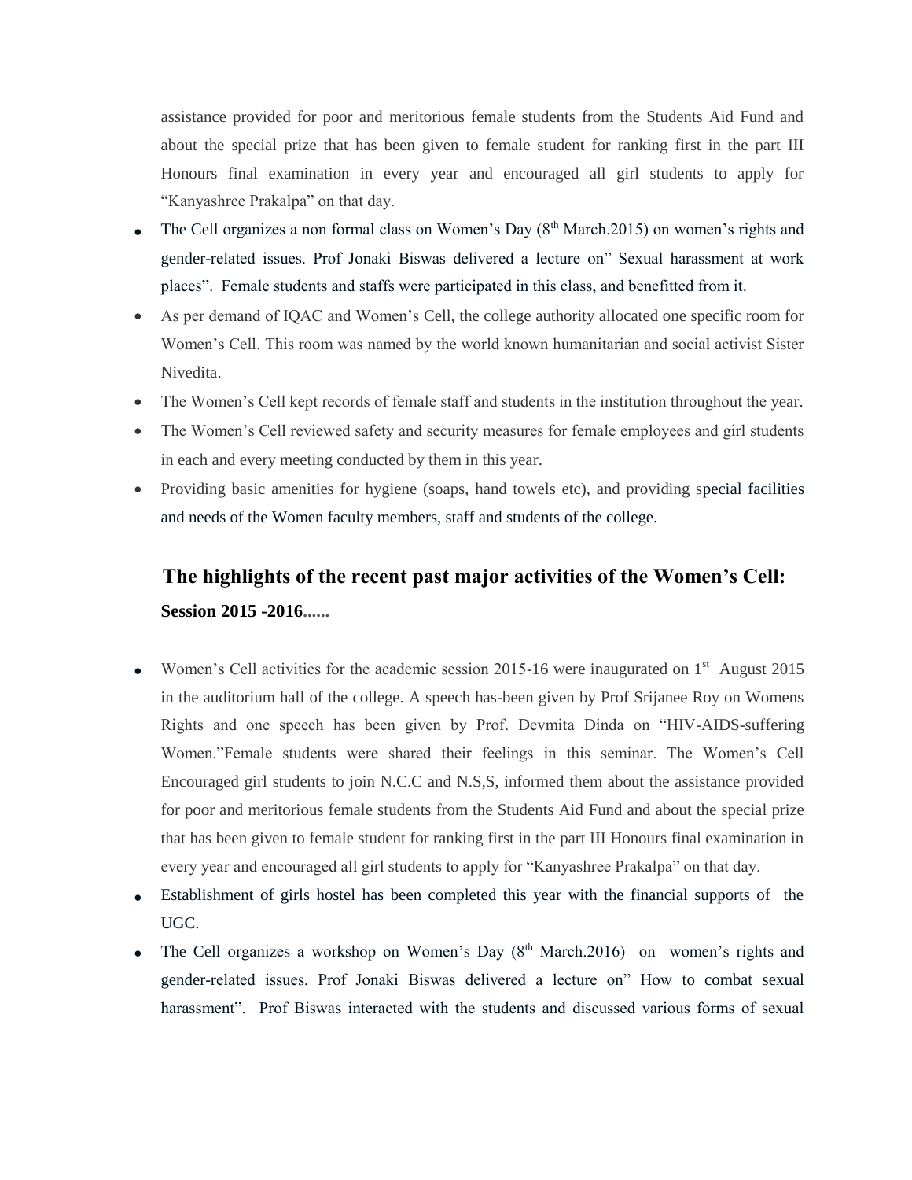assistance provided for poor and meritorious female students from the Students Aid Fund and about the special prize that has been given to female student for ranking first in the part III Honours final examination in every year and encouraged all girl students to apply for "Kanyashree Prakalpa" on that day.

- The Cell organizes a non formal class on Women's Day (8th March.2015) on women's rights and gender-related issues. Prof Jonaki Biswas delivered a lecture on" Sexual harassment at work places". Female students and staffs were participated in this class, and benefitted from it.
- As per demand of IQAC and Women's Cell, the college authority allocated one specific room for Women's Cell. This room was named by the world known humanitarian and social activist Sister Nivedita.
- The Women's Cell kept records of female staff and students in the institution throughout the year.
- The Women's Cell reviewed safety and security measures for female employees and girl students in each and every meeting conducted by them in this year.
- Providing basic amenities for hygiene (soaps, hand towels etc), and providing special facilities and needs of the Women faculty members, staff and students of the college.

## The highlights of the recent past major activities of the Women's Cell:

**Session 2015 -2016......**

- Women's Cell activities for the academic session 2015-16 were inaugurated on 1st August 2015 in the auditorium hall of the college. A speech has-been given by Prof Srijanee Roy on Womens Rights and one speech has been given by Prof. Devmita Dinda on "HIV-AIDS-suffering Women."Female students were shared their feelings in this seminar. The Women's Cell Encouraged girl students to join N.C.C and N.S,S, informed them about the assistance provided for poor and meritorious female students from the Students Aid Fund and about the special prize that has been given to female student for ranking first in the part III Honours final examination in every year and encouraged all girl students to apply for "Kanyashree Prakalpa" on that day.
- Establishment of girls hostel has been completed this year with the financial supports of the UGC.
- The Cell organizes a workshop on Women's Day (8th March.2016) on women's rights and gender-related issues. Prof Jonaki Biswas delivered a lecture on" How to combat sexual harassment". Prof Biswas interacted with the students and discussed various forms of sexual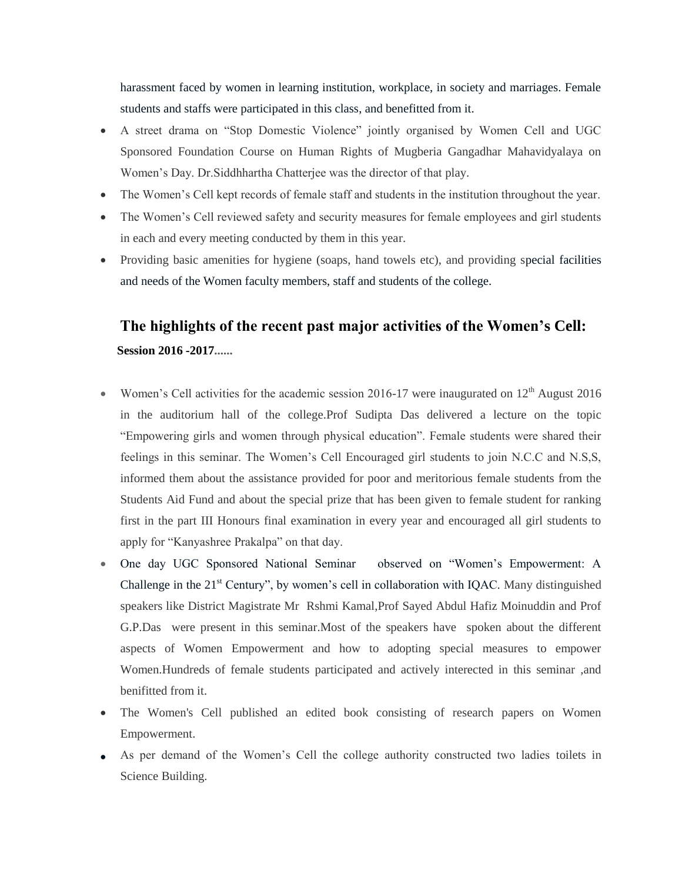harassment faced by women in learning institution, workplace, in society and marriages. Female students and staffs were participated in this class, and benefitted from it.

- A street drama on "Stop Domestic Violence" jointly organised by Women Cell and UGC Sponsored Foundation Course on Human Rights of Mugberia Gangadhar Mahavidyalaya on Women's Day. Dr.Siddhhartha Chatterjee was the director of that play.
- The Women's Cell kept records of female staff and students in the institution throughout the year.
- The Women's Cell reviewed safety and security measures for female employees and girl students in each and every meeting conducted by them in this year.
- Providing basic amenities for hygiene (soaps, hand towels etc), and providing special facilities and needs of the Women faculty members, staff and students of the college.

## The highlights of the recent past major activities of the Women's Cell:

**Session 2016 -2017......**

- Women's Cell activities for the academic session 2016-17 were inaugurated on 12th August 2016 in the auditorium hall of the college.Prof Sudipta Das delivered a lecture on the topic "Empowering girls and women through physical education". Female students were shared their feelings in this seminar. The Women's Cell Encouraged girl students to join N.C.C and N.S,S, informed them about the assistance provided for poor and meritorious female students from the Students Aid Fund and about the special prize that has been given to female student for ranking first in the part III Honours final examination in every year and encouraged all girl students to apply for "Kanyashree Prakalpa" on that day.
- One day UGC Sponsored National Seminar observed on "Women's Empowerment: A Challenge in the 21st Century", by women's cell in collaboration with IQAC. Many distinguished speakers like District Magistrate Mr Rshmi Kamal,Prof Sayed Abdul Hafiz Moinuddin and Prof G.P.Das were present in this seminar.Most of the speakers have spoken about the different aspects of Women Empowerment and how to adopting special measures to empower Women.Hundreds of female students participated and actively interected in this seminar ,and benifitted from it.
- The Women's Cell published an edited book consisting of research papers on Women Empowerment.
- As per demand of the Women's Cell the college authority constructed two ladies toilets in Science Building.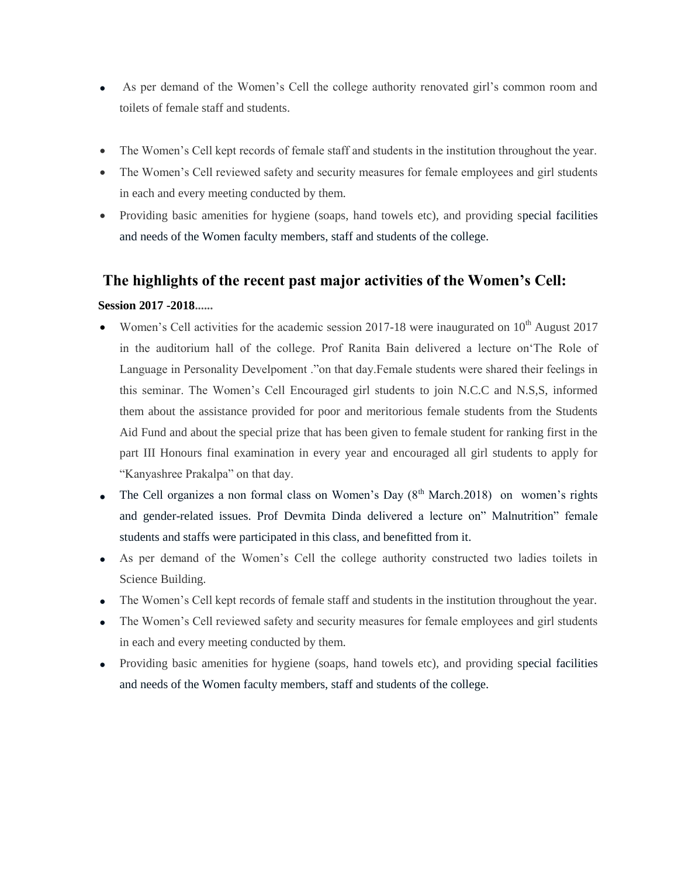- As per demand of the Women's Cell the college authority renovated girl's common room and toilets of female staff and students.

- The Women's Cell kept records of female staff and students in the institution throughout the year.
- The Women's Cell reviewed safety and security measures for female employees and girl students in each and every meeting conducted by them.
- Providing basic amenities for hygiene (soaps, hand towels etc), and providing special facilities and needs of the Women faculty members, staff and students of the college.

## The highlights of the recent past major activities of the Women's Cell:

**Session 2017 -2018......**

- Women's Cell activities for the academic session 2017-18 were inaugurated on 10th August 2017 in the auditorium hall of the college. Prof Ranita Bain delivered a lecture on'The Role of Language in Personality Develpoment ."on that day.Female students were shared their feelings in this seminar. The Women's Cell Encouraged girl students to join N.C.C and N.S,S, informed them about the assistance provided for poor and meritorious female students from the Students Aid Fund and about the special prize that has been given to female student for ranking first in the part III Honours final examination in every year and encouraged all girl students to apply for "Kanyashree Prakalpa" on that day.
- The Cell organizes a non formal class on Women's Day (8th March.2018) on women's rights and gender-related issues. Prof Devmita Dinda delivered a lecture on" Malnutrition" female students and staffs were participated in this class, and benefitted from it.
- As per demand of the Women's Cell the college authority constructed two ladies toilets in Science Building.
- The Women's Cell kept records of female staff and students in the institution throughout the year.
- The Women's Cell reviewed safety and security measures for female employees and girl students in each and every meeting conducted by them.
- Providing basic amenities for hygiene (soaps, hand towels etc), and providing special facilities and needs of the Women faculty members, staff and students of the college.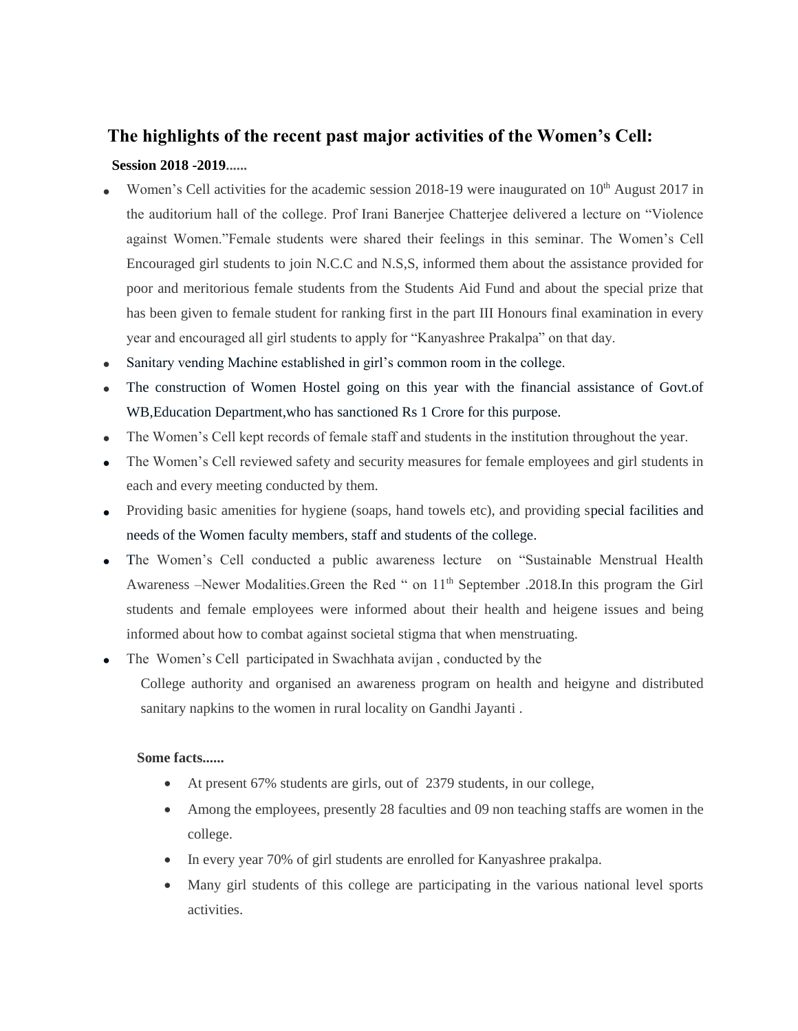## The highlights of the recent past major activities of the Women's Cell:

**Session 2018 -2019......**

- Women's Cell activities for the academic session 2018-19 were inaugurated on 10th August 2017 in the auditorium hall of the college. Prof Irani Banerjee Chatterjee delivered a lecture on "Violence against Women."Female students were shared their feelings in this seminar. The Women's Cell Encouraged girl students to join N.C.C and N.S,S, informed them about the assistance provided for poor and meritorious female students from the Students Aid Fund and about the special prize that has been given to female student for ranking first in the part III Honours final examination in every year and encouraged all girl students to apply for "Kanyashree Prakalpa" on that day.
- Sanitary vending Machine established in girl's common room in the college.
- The construction of Women Hostel going on this year with the financial assistance of Govt.of WB,Education Department,who has sanctioned Rs 1 Crore for this purpose.
- The Women's Cell kept records of female staff and students in the institution throughout the year.
- The Women's Cell reviewed safety and security measures for female employees and girl students in each and every meeting conducted by them.
- Providing basic amenities for hygiene (soaps, hand towels etc), and providing special facilities and needs of the Women faculty members, staff and students of the college.
- The Women's Cell conducted a public awareness lecture on "Sustainable Menstrual Health Awareness –Newer Modalities.Green the Red " on 11th September .2018.In this program the Girl students and female employees were informed about their health and heigene issues and being informed about how to combat against societal stigma that when menstruating.
- The Women's Cell participated in Swachhata avijan , conducted by the College authority and organised an awareness program on health and heigyne and distributed sanitary napkins to the women in rural locality on Gandhi Jayanti .

**Some facts......**

- At present 67% students are girls, out of 2379 students, in our college,
- Among the employees, presently 28 faculties and 09 non teaching staffs are women in the college.
- In every year 70% of girl students are enrolled for Kanyashree prakalpa.
- Many girl students of this college are participating in the various national level sports activities.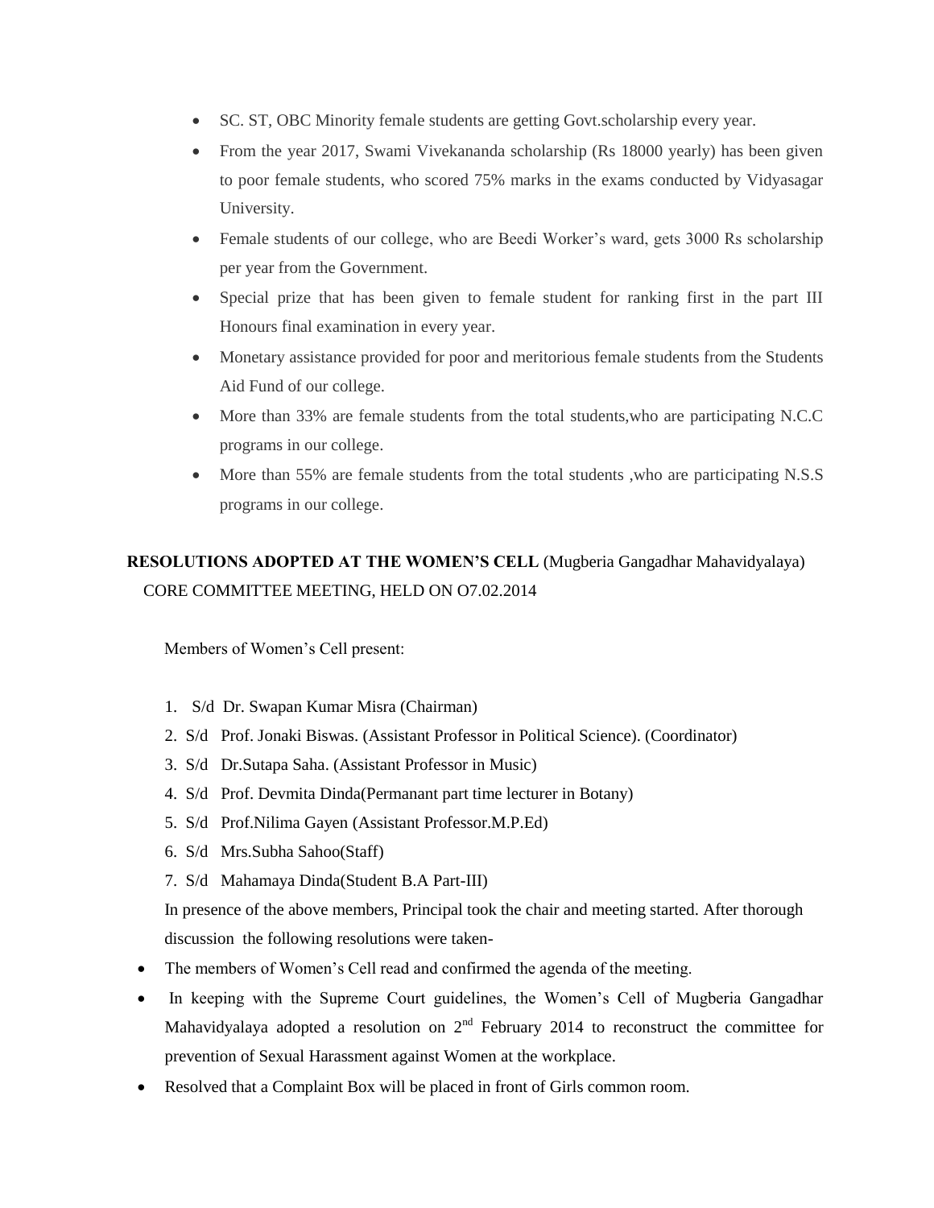- SC. ST, OBC Minority female students are getting Govt.scholarship every year.
- From the year 2017, Swami Vivekananda scholarship (Rs 18000 yearly) has been given to poor female students, who scored 75% marks in the exams conducted by Vidyasagar University.
- Female students of our college, who are Beedi Worker's ward, gets 3000 Rs scholarship per year from the Government.
- Special prize that has been given to female student for ranking first in the part III Honours final examination in every year.
- Monetary assistance provided for poor and meritorious female students from the Students Aid Fund of our college.
- More than 33% are female students from the total students,who are participating N.C.C programs in our college.
- More than 55% are female students from the total students ,who are participating N.S.S programs in our college.

**RESOLUTIONS ADOPTED AT THE WOMEN'S CELL** (Mugberia Gangadhar Mahavidyalaya) CORE COMMITTEE MEETING, HELD ON O7.02.2014

Members of Women's Cell present:

1. S/d Dr. Swapan Kumar Misra (Chairman)
2. S/d Prof. Jonaki Biswas. (Assistant Professor in Political Science). (Coordinator)
3. S/d Dr.Sutapa Saha. (Assistant Professor in Music)
4. S/d Prof. Devmita Dinda(Permanant part time lecturer in Botany)
5. S/d Prof.Nilima Gayen (Assistant Professor.M.P.Ed)
6. S/d Mrs.Subha Sahoo(Staff)
7. S/d Mahamaya Dinda(Student B.A Part-III)

In presence of the above members, Principal took the chair and meeting started. After thorough discussion the following resolutions were taken-

- The members of Women's Cell read and confirmed the agenda of the meeting.
- In keeping with the Supreme Court guidelines, the Women's Cell of Mugberia Gangadhar Mahavidyalaya adopted a resolution on 2nd February 2014 to reconstruct the committee for prevention of Sexual Harassment against Women at the workplace.
- Resolved that a Complaint Box will be placed in front of Girls common room.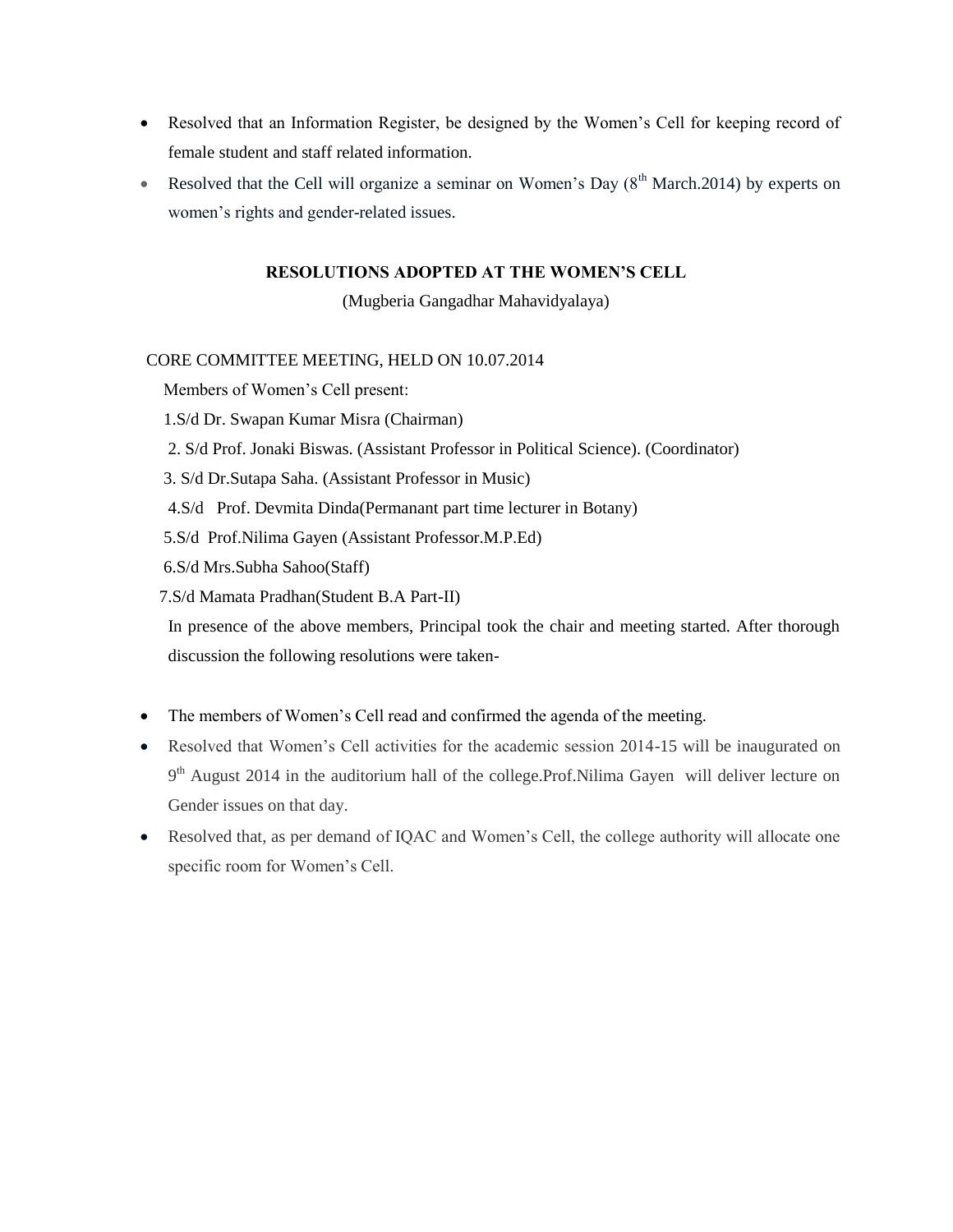- Resolved that an Information Register, be designed by the Women's Cell for keeping record of female student and staff related information.
- Resolved that the Cell will organize a seminar on Women's Day (8th March.2014) by experts on women's rights and gender-related issues.

**RESOLUTIONS ADOPTED AT THE WOMEN'S CELL**

(Mugberia Gangadhar Mahavidyalaya)

CORE COMMITTEE MEETING, HELD ON 10.07.2014

Members of Women's Cell present:

1.S/d Dr. Swapan Kumar Misra (Chairman)

2. S/d Prof. Jonaki Biswas. (Assistant Professor in Political Science). (Coordinator)

3. S/d Dr.Sutapa Saha. (Assistant Professor in Music)

4.S/d Prof. Devmita Dinda(Permanant part time lecturer in Botany)

5.S/d Prof.Nilima Gayen (Assistant Professor.M.P.Ed)

6.S/d Mrs.Subha Sahoo(Staff)

7.S/d Mamata Pradhan(Student B.A Part-II)

In presence of the above members, Principal took the chair and meeting started. After thorough discussion the following resolutions were taken-

- The members of Women's Cell read and confirmed the agenda of the meeting.
- Resolved that Women's Cell activities for the academic session 2014-15 will be inaugurated on 9th August 2014 in the auditorium hall of the college.Prof.Nilima Gayen will deliver lecture on Gender issues on that day.
- Resolved that, as per demand of IQAC and Women's Cell, the college authority will allocate one specific room for Women's Cell.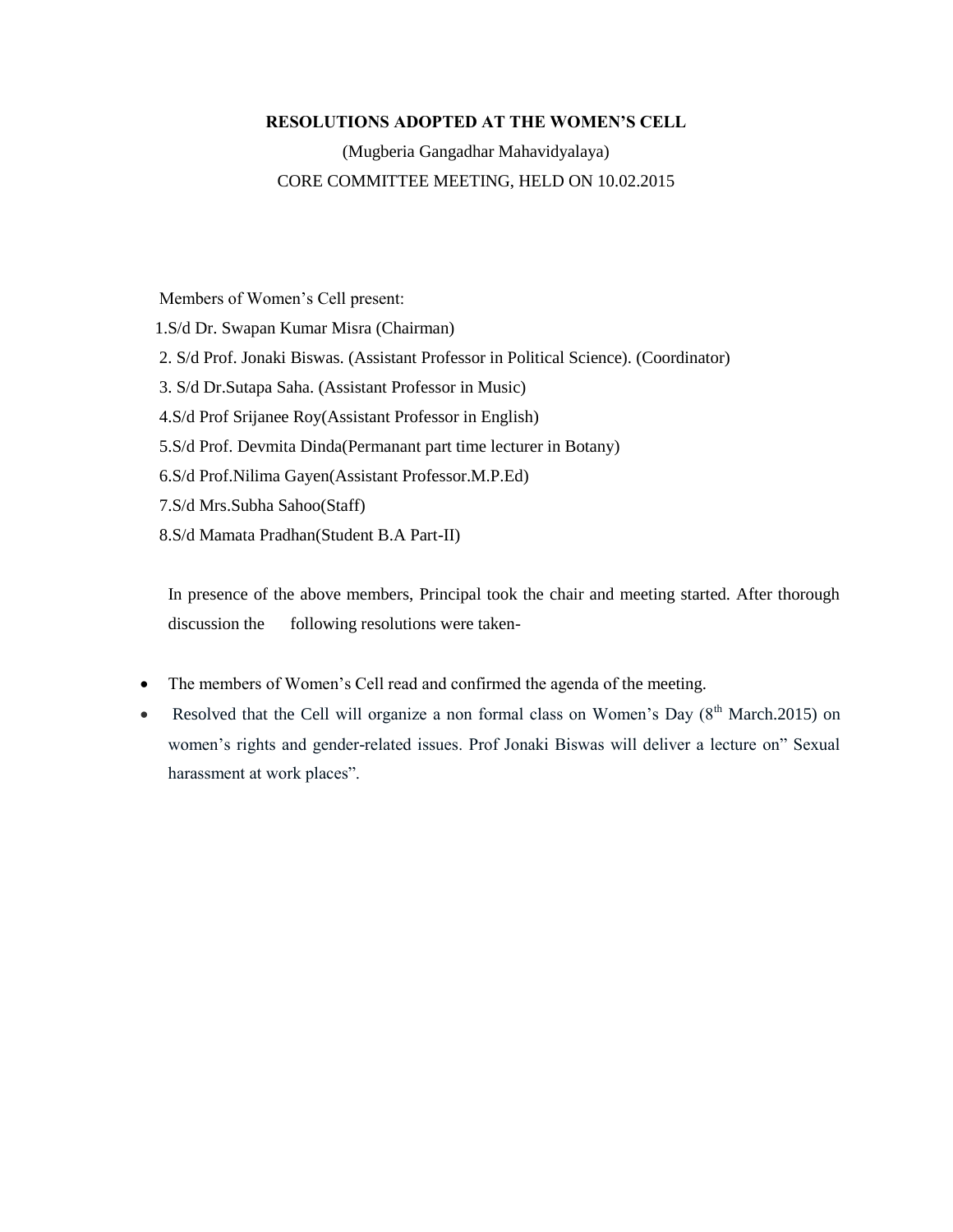**RESOLUTIONS ADOPTED AT THE WOMEN'S CELL**

(Mugberia Gangadhar Mahavidyalaya)

CORE COMMITTEE MEETING, HELD ON 10.02.2015

Members of Women's Cell present:

1.S/d Dr. Swapan Kumar Misra (Chairman)

2. S/d Prof. Jonaki Biswas. (Assistant Professor in Political Science). (Coordinator)

3. S/d Dr.Sutapa Saha. (Assistant Professor in Music)

4.S/d Prof Srijanee Roy(Assistant Professor in English)

5.S/d Prof. Devmita Dinda(Permanant part time lecturer in Botany)

6.S/d Prof.Nilima Gayen(Assistant Professor.M.P.Ed)

7.S/d Mrs.Subha Sahoo(Staff)

8.S/d Mamata Pradhan(Student B.A Part-II)

In presence of the above members, Principal took the chair and meeting started. After thorough discussion the following resolutions were taken-

- The members of Women's Cell read and confirmed the agenda of the meeting.
- Resolved that the Cell will organize a non formal class on Women's Day (8th March.2015) on women's rights and gender-related issues. Prof Jonaki Biswas will deliver a lecture on" Sexual harassment at work places".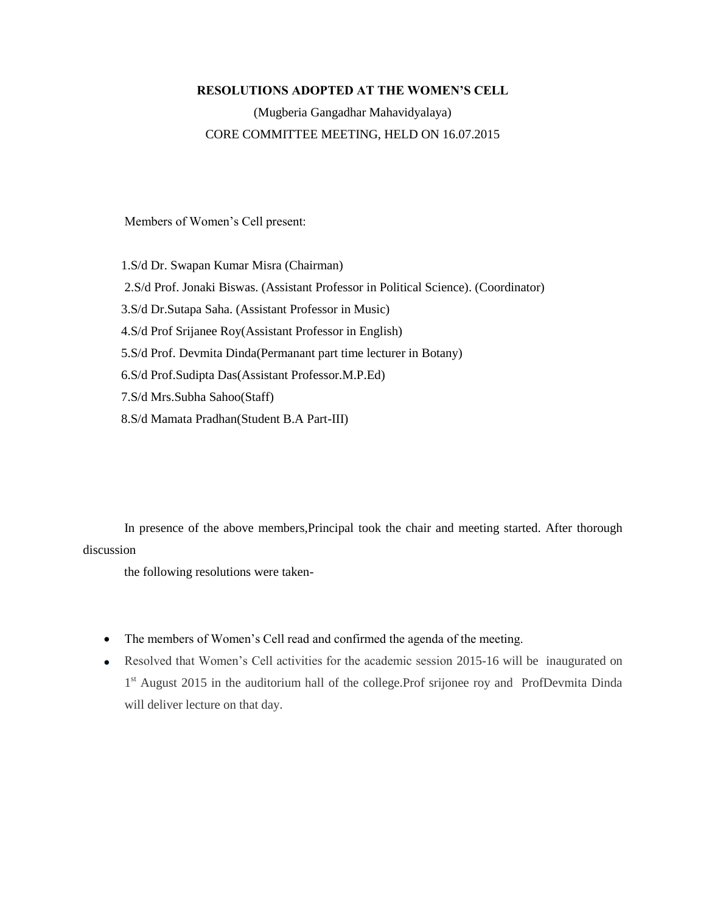**RESOLUTIONS ADOPTED AT THE WOMEN'S CELL**

(Mugberia Gangadhar Mahavidyalaya)

CORE COMMITTEE MEETING, HELD ON 16.07.2015

Members of Women's Cell present:

1.S/d Dr. Swapan Kumar Misra (Chairman)
2.S/d Prof. Jonaki Biswas. (Assistant Professor in Political Science). (Coordinator)
3.S/d Dr.Sutapa Saha. (Assistant Professor in Music)
4.S/d Prof Srijanee Roy(Assistant Professor in English)
5.S/d Prof. Devmita Dinda(Permanant part time lecturer in Botany)
6.S/d Prof.Sudipta Das(Assistant Professor.M.P.Ed)
7.S/d Mrs.Subha Sahoo(Staff)
8.S/d Mamata Pradhan(Student B.A Part-III)

In presence of the above members,Principal took the chair and meeting started. After thorough discussion

the following resolutions were taken-

- The members of Women's Cell read and confirmed the agenda of the meeting.
- Resolved that Women's Cell activities for the academic session 2015-16 will be inaugurated on 1st August 2015 in the auditorium hall of the college.Prof srijonee roy and ProfDevmita Dinda will deliver lecture on that day.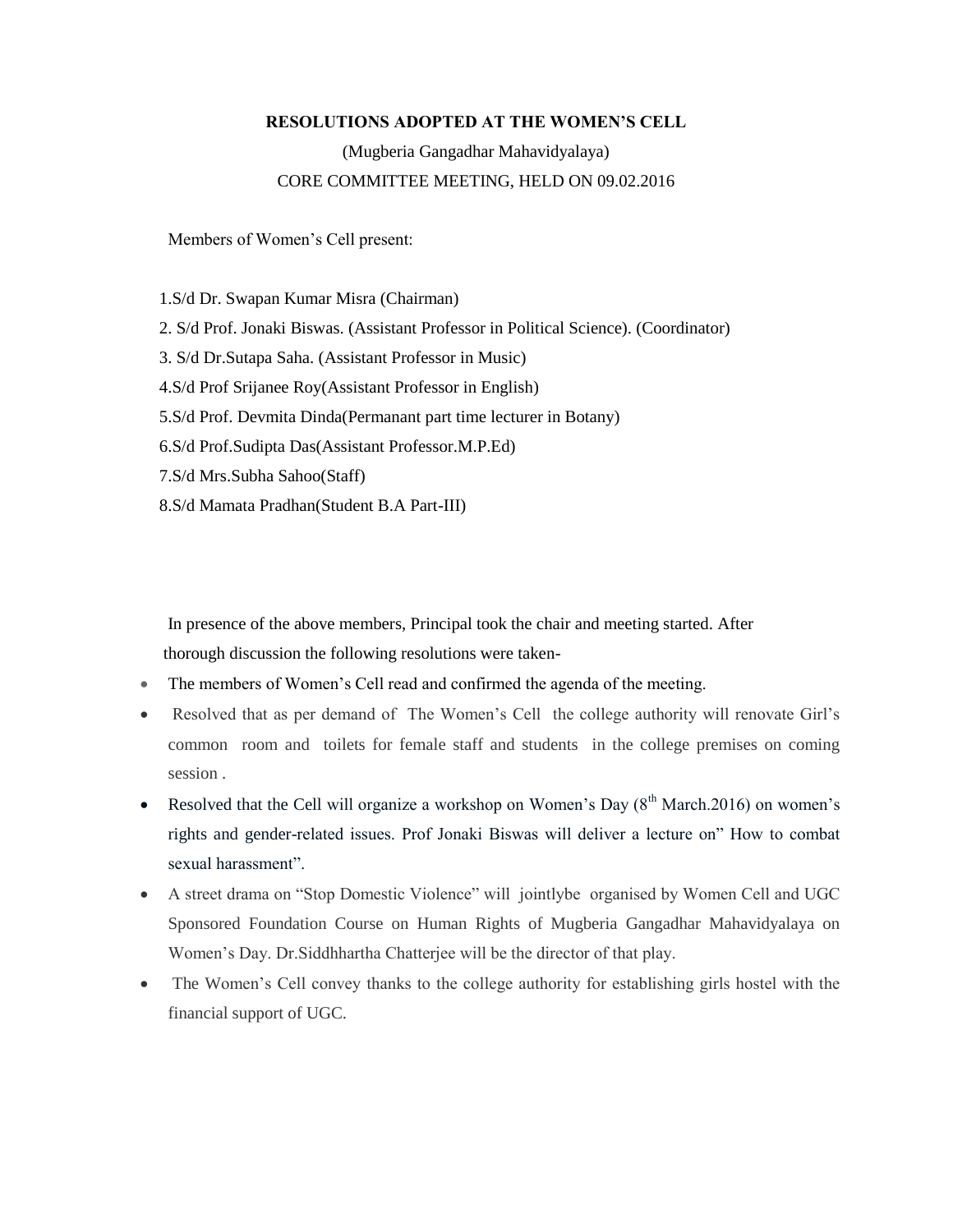**RESOLUTIONS ADOPTED AT THE WOMEN'S CELL**

(Mugberia Gangadhar Mahavidyalaya)

CORE COMMITTEE MEETING, HELD ON 09.02.2016

Members of Women's Cell present:

1.S/d Dr. Swapan Kumar Misra (Chairman)

2. S/d Prof. Jonaki Biswas. (Assistant Professor in Political Science). (Coordinator)

3. S/d Dr.Sutapa Saha. (Assistant Professor in Music)

4.S/d Prof Srijanee Roy(Assistant Professor in English)

5.S/d Prof. Devmita Dinda(Permanant part time lecturer in Botany)

6.S/d Prof.Sudipta Das(Assistant Professor.M.P.Ed)

7.S/d Mrs.Subha Sahoo(Staff)

8.S/d Mamata Pradhan(Student B.A Part-III)

In presence of the above members, Principal took the chair and meeting started. After thorough discussion the following resolutions were taken-

- The members of Women's Cell read and confirmed the agenda of the meeting.
- Resolved that as per demand of The Women's Cell the college authority will renovate Girl's common room and toilets for female staff and students in the college premises on coming session .
- Resolved that the Cell will organize a workshop on Women's Day (8th March.2016) on women's rights and gender-related issues. Prof Jonaki Biswas will deliver a lecture on" How to combat sexual harassment".
- A street drama on "Stop Domestic Violence" will jointlybe organised by Women Cell and UGC Sponsored Foundation Course on Human Rights of Mugberia Gangadhar Mahavidyalaya on Women's Day. Dr.Siddhhartha Chatterjee will be the director of that play.
- The Women's Cell convey thanks to the college authority for establishing girls hostel with the financial support of UGC.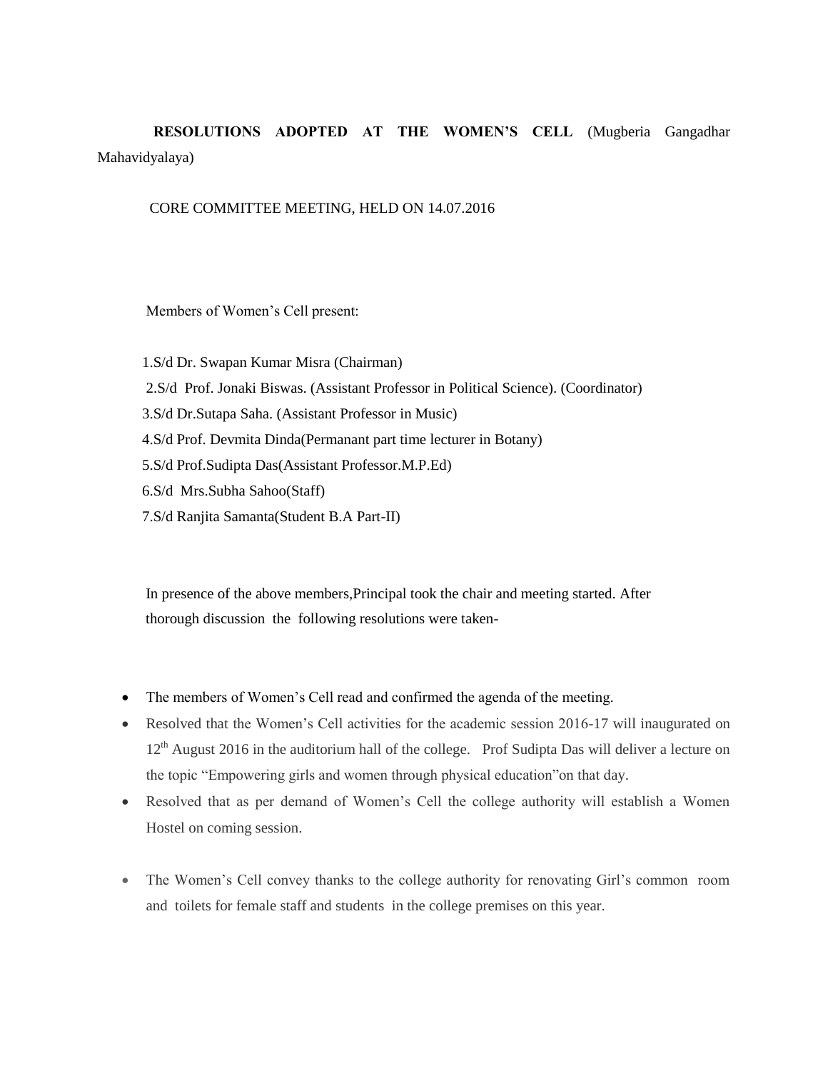**RESOLUTIONS ADOPTED AT THE WOMEN'S CELL** (Mugberia Gangadhar Mahavidyalaya)

CORE COMMITTEE MEETING, HELD ON 14.07.2016

Members of Women's Cell present:

1.S/d Dr. Swapan Kumar Misra (Chairman)
2.S/d Prof. Jonaki Biswas. (Assistant Professor in Political Science). (Coordinator)
3.S/d Dr.Sutapa Saha. (Assistant Professor in Music)
4.S/d Prof. Devmita Dinda(Permanant part time lecturer in Botany)
5.S/d Prof.Sudipta Das(Assistant Professor.M.P.Ed)
6.S/d Mrs.Subha Sahoo(Staff)
7.S/d Ranjita Samanta(Student B.A Part-II)

In presence of the above members,Principal took the chair and meeting started. After thorough discussion the following resolutions were taken-

- The members of Women's Cell read and confirmed the agenda of the meeting.
- Resolved that the Women's Cell activities for the academic session 2016-17 will inaugurated on 12th August 2016 in the auditorium hall of the college. Prof Sudipta Das will deliver a lecture on the topic "Empowering girls and women through physical education"on that day.
- Resolved that as per demand of Women's Cell the college authority will establish a Women Hostel on coming session.
- The Women's Cell convey thanks to the college authority for renovating Girl's common room and toilets for female staff and students in the college premises on this year.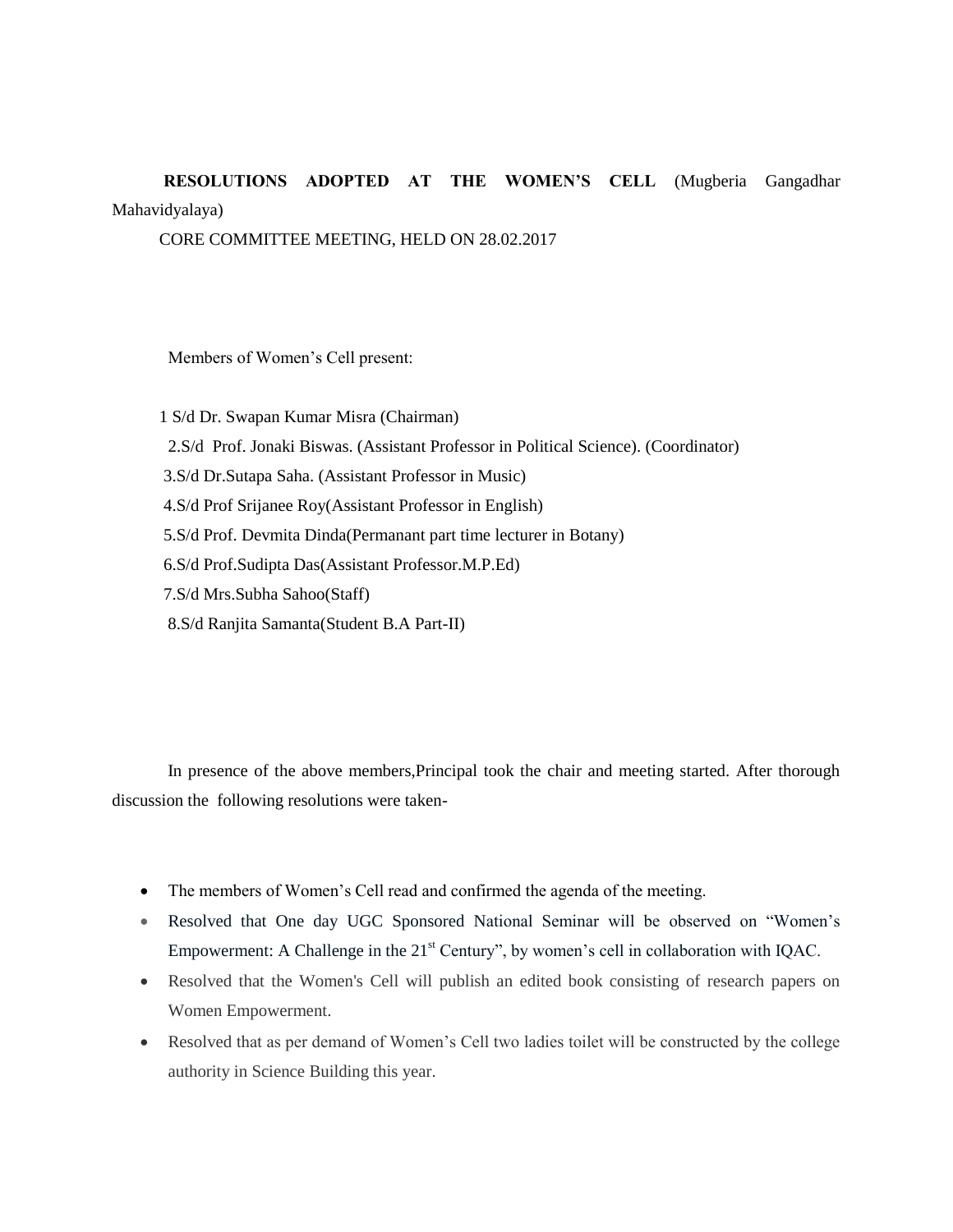**RESOLUTIONS ADOPTED AT THE WOMEN'S CELL** (Mugberia Gangadhar Mahavidyalaya)

CORE COMMITTEE MEETING, HELD ON 28.02.2017

Members of Women's Cell present:

1 S/d Dr. Swapan Kumar Misra (Chairman)

2.S/d Prof. Jonaki Biswas. (Assistant Professor in Political Science). (Coordinator)

3.S/d Dr.Sutapa Saha. (Assistant Professor in Music)

4.S/d Prof Srijanee Roy(Assistant Professor in English)

5.S/d Prof. Devmita Dinda(Permanant part time lecturer in Botany)

6.S/d Prof.Sudipta Das(Assistant Professor.M.P.Ed)

7.S/d Mrs.Subha Sahoo(Staff)

8.S/d Ranjita Samanta(Student B.A Part-II)

In presence of the above members,Principal took the chair and meeting started. After thorough discussion the following resolutions were taken-

- The members of Women's Cell read and confirmed the agenda of the meeting.
- Resolved that One day UGC Sponsored National Seminar will be observed on "Women's Empowerment: A Challenge in the 21st Century", by women's cell in collaboration with IQAC.
- Resolved that the Women's Cell will publish an edited book consisting of research papers on Women Empowerment.
- Resolved that as per demand of Women's Cell two ladies toilet will be constructed by the college authority in Science Building this year.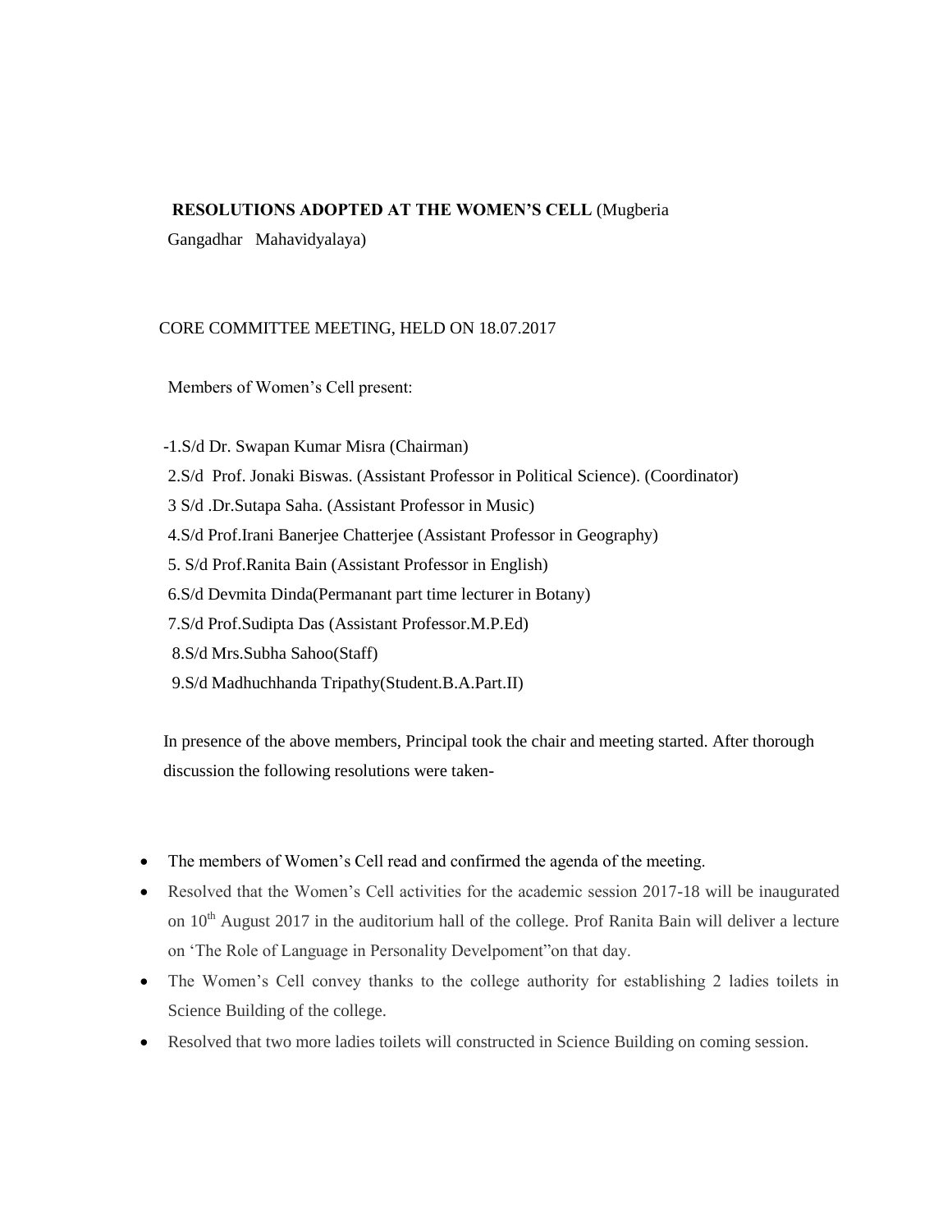**RESOLUTIONS ADOPTED AT THE WOMEN'S CELL** (Mugberia Gangadhar Mahavidyalaya)

CORE COMMITTEE MEETING, HELD ON 18.07.2017

Members of Women's Cell present:

-1.S/d Dr. Swapan Kumar Misra (Chairman)
2.S/d Prof. Jonaki Biswas. (Assistant Professor in Political Science). (Coordinator)
3 S/d .Dr.Sutapa Saha. (Assistant Professor in Music)
4.S/d Prof.Irani Banerjee Chatterjee (Assistant Professor in Geography)
5. S/d Prof.Ranita Bain (Assistant Professor in English)
6.S/d Devmita Dinda(Permanant part time lecturer in Botany)
7.S/d Prof.Sudipta Das (Assistant Professor.M.P.Ed)
8.S/d Mrs.Subha Sahoo(Staff)
9.S/d Madhuchhanda Tripathy(Student.B.A.Part.II)

In presence of the above members, Principal took the chair and meeting started. After thorough discussion the following resolutions were taken-

- The members of Women's Cell read and confirmed the agenda of the meeting.
- Resolved that the Women's Cell activities for the academic session 2017-18 will be inaugurated on 10th August 2017 in the auditorium hall of the college. Prof Ranita Bain will deliver a lecture on 'The Role of Language in Personality Develpoment"on that day.
- The Women's Cell convey thanks to the college authority for establishing 2 ladies toilets in Science Building of the college.
- Resolved that two more ladies toilets will constructed in Science Building on coming session.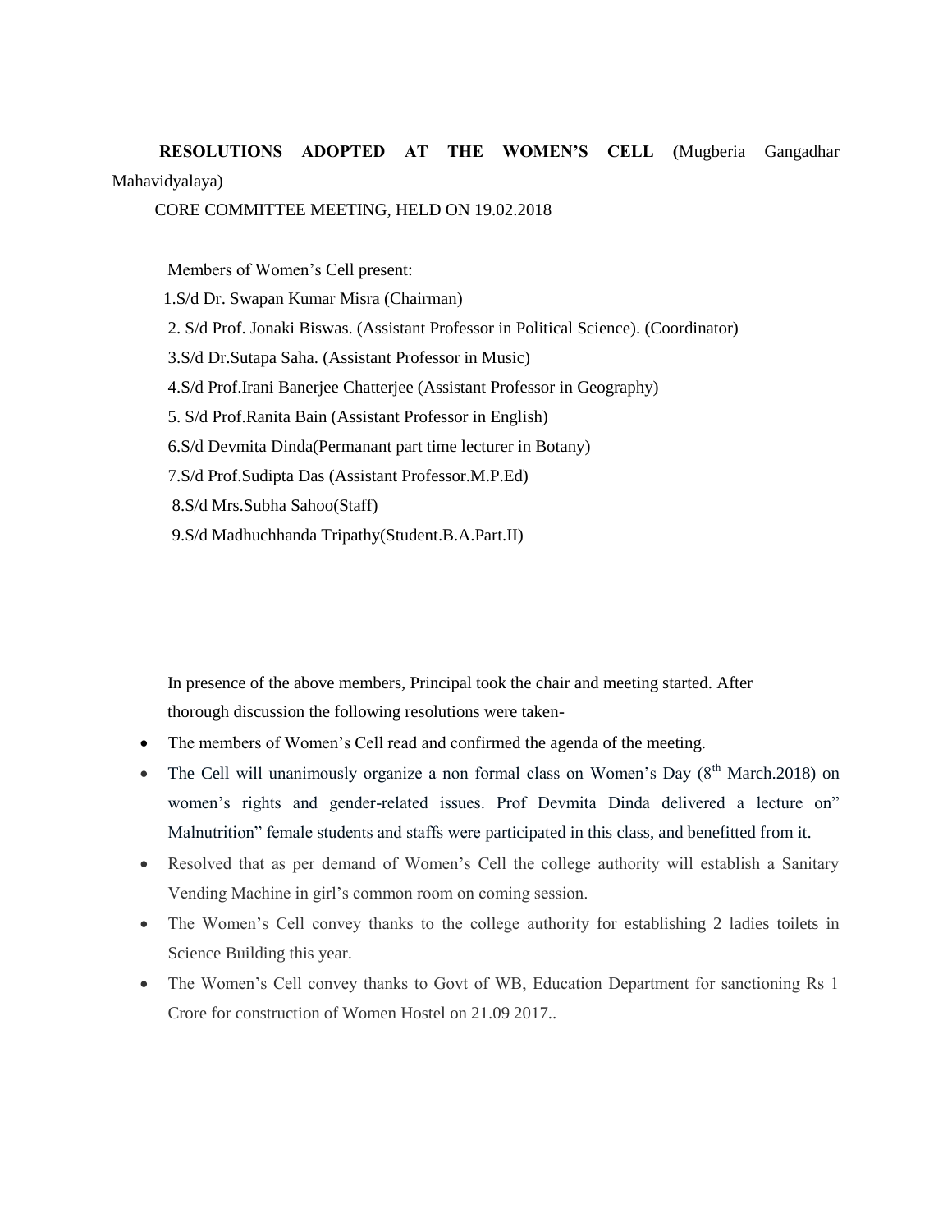**RESOLUTIONS ADOPTED AT THE WOMEN'S CELL (**Mugberia Gangadhar Mahavidyalaya)

CORE COMMITTEE MEETING, HELD ON 19.02.2018

Members of Women's Cell present:

1.S/d Dr. Swapan Kumar Misra (Chairman)

2. S/d Prof. Jonaki Biswas. (Assistant Professor in Political Science). (Coordinator)

3.S/d Dr.Sutapa Saha. (Assistant Professor in Music)

4.S/d Prof.Irani Banerjee Chatterjee (Assistant Professor in Geography)

5. S/d Prof.Ranita Bain (Assistant Professor in English)

6.S/d Devmita Dinda(Permanant part time lecturer in Botany)

7.S/d Prof.Sudipta Das (Assistant Professor.M.P.Ed)

8.S/d Mrs.Subha Sahoo(Staff)

9.S/d Madhuchhanda Tripathy(Student.B.A.Part.II)

In presence of the above members, Principal took the chair and meeting started. After thorough discussion the following resolutions were taken-

- The members of Women's Cell read and confirmed the agenda of the meeting.
- The Cell will unanimously organize a non formal class on Women's Day (8th March.2018) on women's rights and gender-related issues. Prof Devmita Dinda delivered a lecture on" Malnutrition" female students and staffs were participated in this class, and benefitted from it.
- Resolved that as per demand of Women's Cell the college authority will establish a Sanitary Vending Machine in girl's common room on coming session.
- The Women's Cell convey thanks to the college authority for establishing 2 ladies toilets in Science Building this year.
- The Women's Cell convey thanks to Govt of WB, Education Department for sanctioning Rs 1 Crore for construction of Women Hostel on 21.09 2017..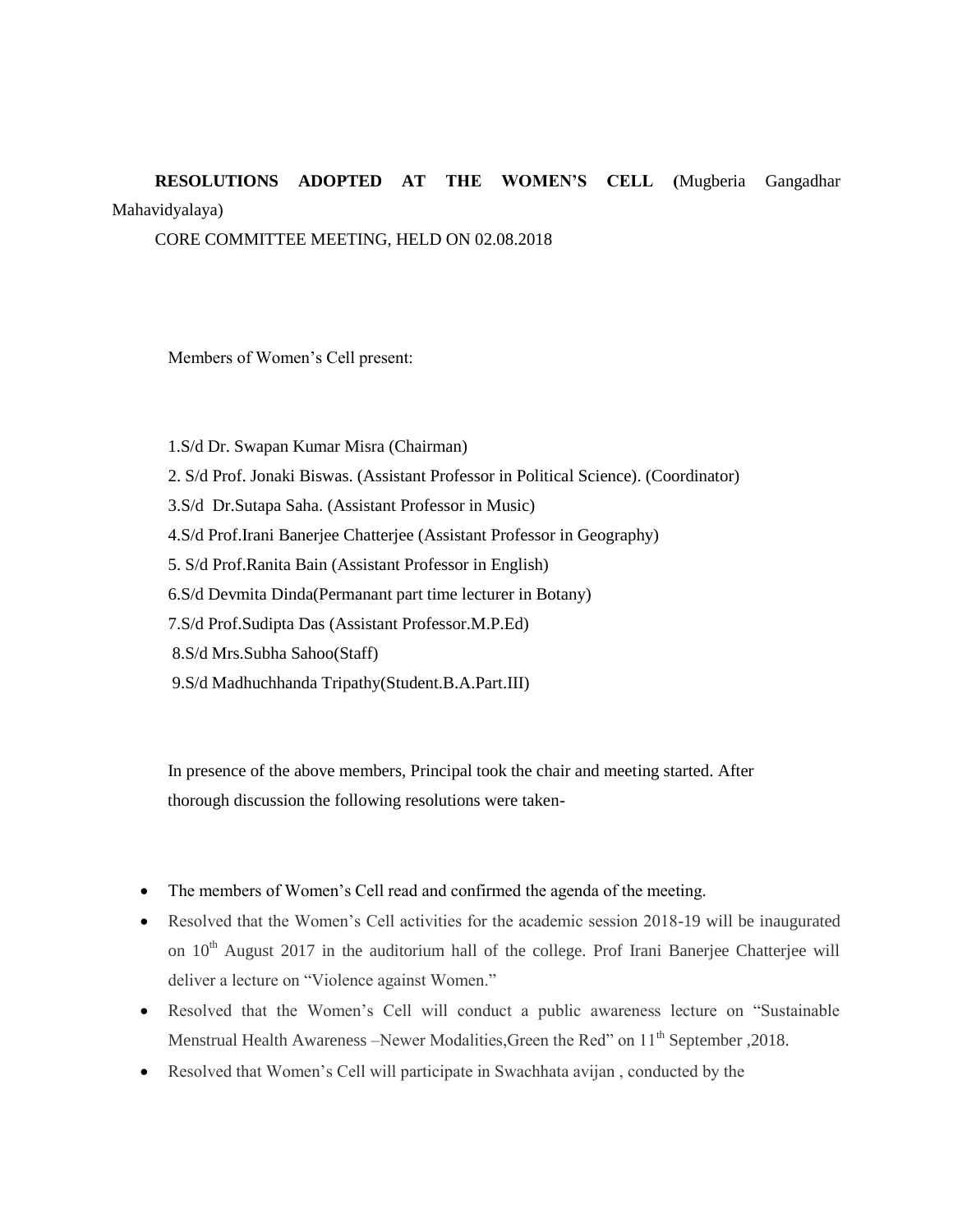**RESOLUTIONS ADOPTED AT THE WOMEN'S CELL (**Mugberia Gangadhar Mahavidyalaya)

CORE COMMITTEE MEETING, HELD ON 02.08.2018

Members of Women's Cell present:

1.S/d Dr. Swapan Kumar Misra (Chairman)

2. S/d Prof. Jonaki Biswas. (Assistant Professor in Political Science). (Coordinator)

3.S/d Dr.Sutapa Saha. (Assistant Professor in Music)

4.S/d Prof.Irani Banerjee Chatterjee (Assistant Professor in Geography)

5. S/d Prof.Ranita Bain (Assistant Professor in English)

6.S/d Devmita Dinda(Permanant part time lecturer in Botany)

7.S/d Prof.Sudipta Das (Assistant Professor.M.P.Ed)

8.S/d Mrs.Subha Sahoo(Staff)

9.S/d Madhuchhanda Tripathy(Student.B.A.Part.III)

In presence of the above members, Principal took the chair and meeting started. After thorough discussion the following resolutions were taken-

- The members of Women's Cell read and confirmed the agenda of the meeting.
- Resolved that the Women's Cell activities for the academic session 2018-19 will be inaugurated on 10th August 2017 in the auditorium hall of the college. Prof Irani Banerjee Chatterjee will deliver a lecture on "Violence against Women."
- Resolved that the Women's Cell will conduct a public awareness lecture on "Sustainable Menstrual Health Awareness –Newer Modalities,Green the Red" on 11th September ,2018.
- Resolved that Women's Cell will participate in Swachhata avijan , conducted by the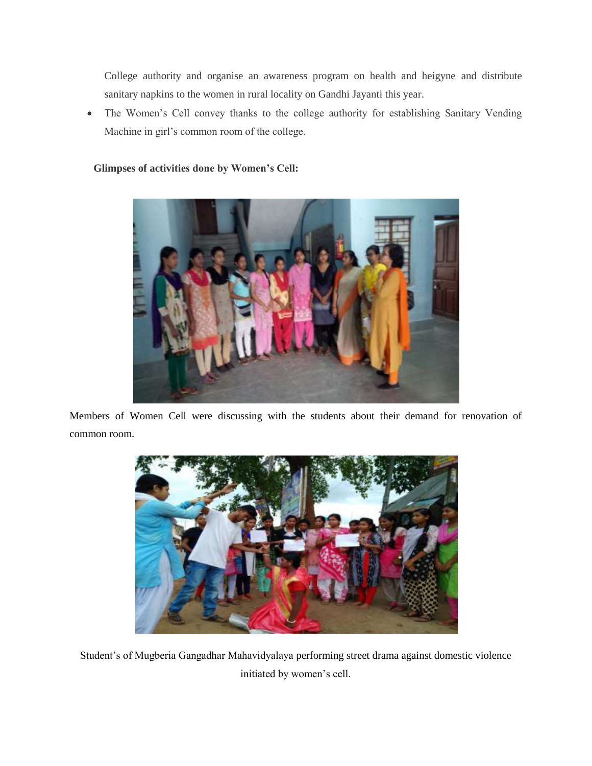College authority and organise an awareness program on health and heigyne and distribute sanitary napkins to the women in rural locality on Gandhi Jayanti this year.

- The Women's Cell convey thanks to the college authority for establishing Sanitary Vending Machine in girl's common room of the college.

**Glimpses of activities done by Women's Cell:**

Members of Women Cell were discussing with the students about their demand for renovation of common room.

Student's of Mugberia Gangadhar Mahavidyalaya performing street drama against domestic violence initiated by women's cell.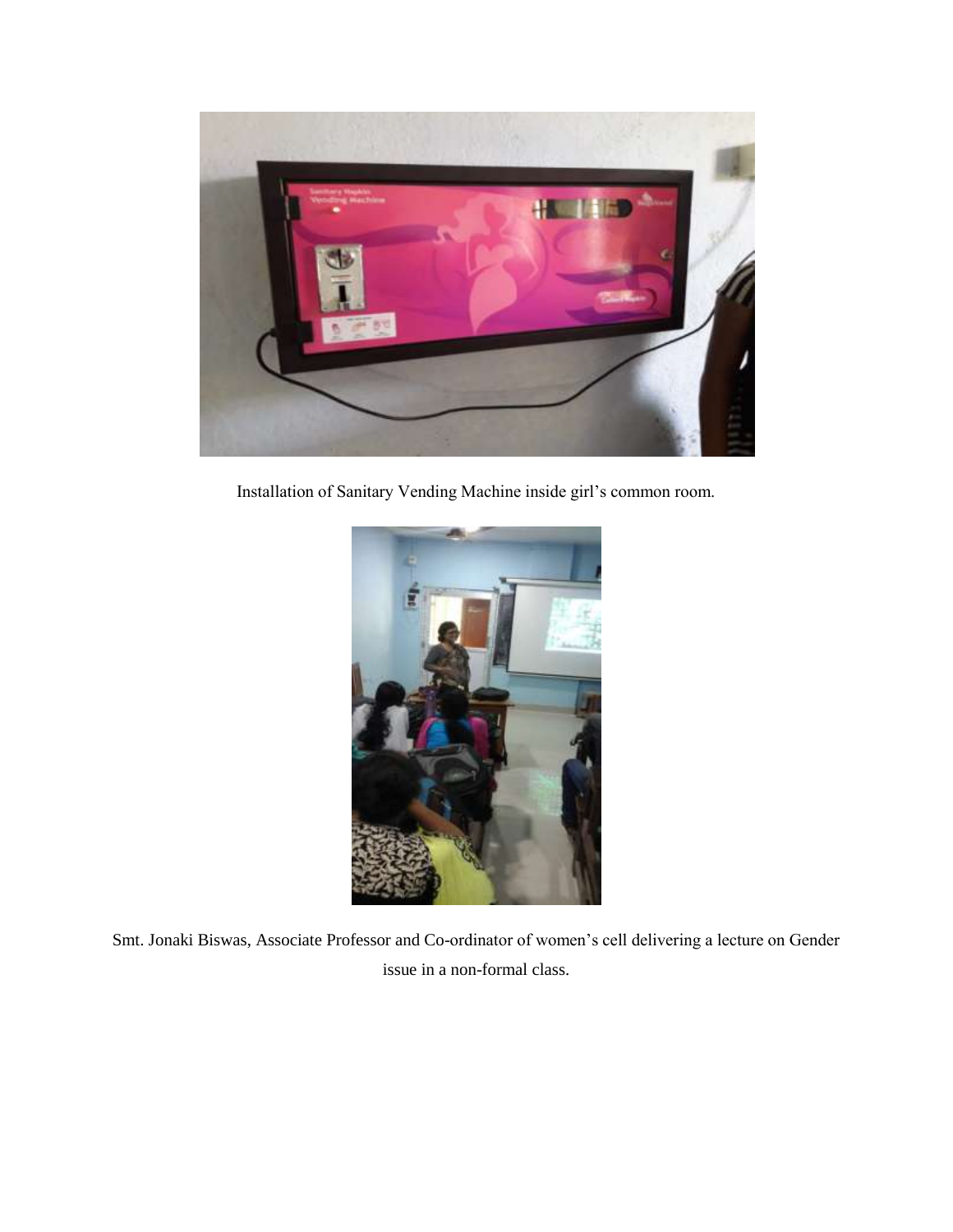Installation of Sanitary Vending Machine inside girl's common room.

Smt. Jonaki Biswas, Associate Professor and Co-ordinator of women's cell delivering a lecture on Gender issue in a non-formal class.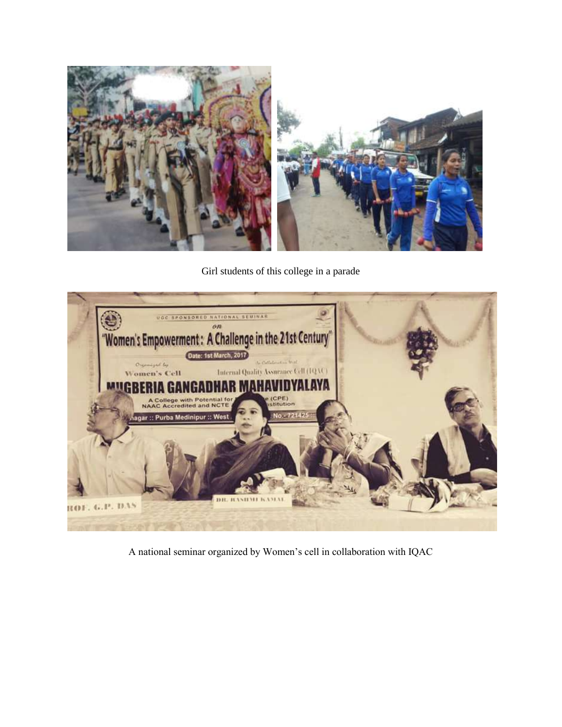Girl students of this college in a parade

A national seminar organized by Women's cell in collaboration with IQAC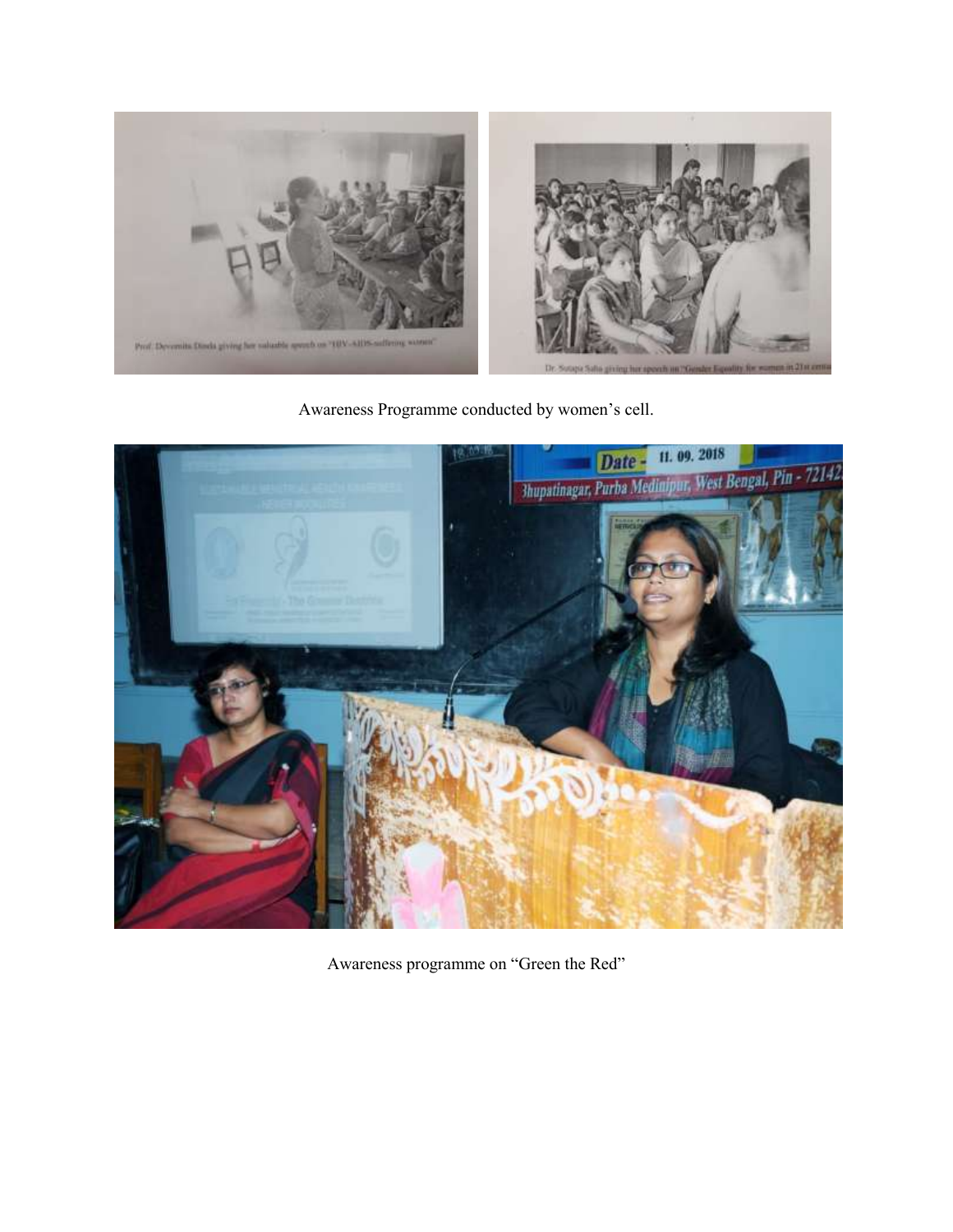Awareness Programme conducted by women's cell.

Awareness programme on "Green the Red"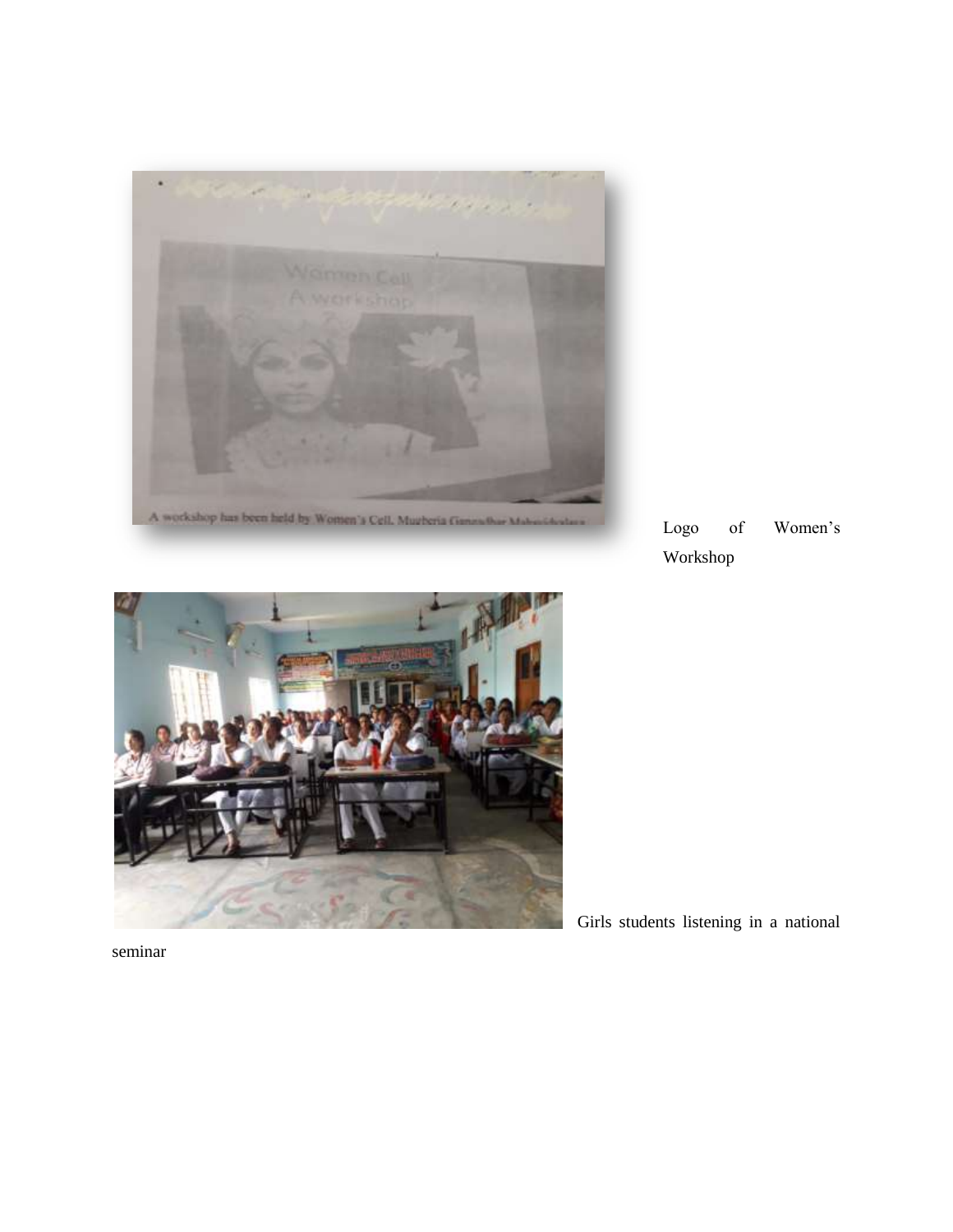Logo of Women's Workshop

Girls students listening in a national seminar